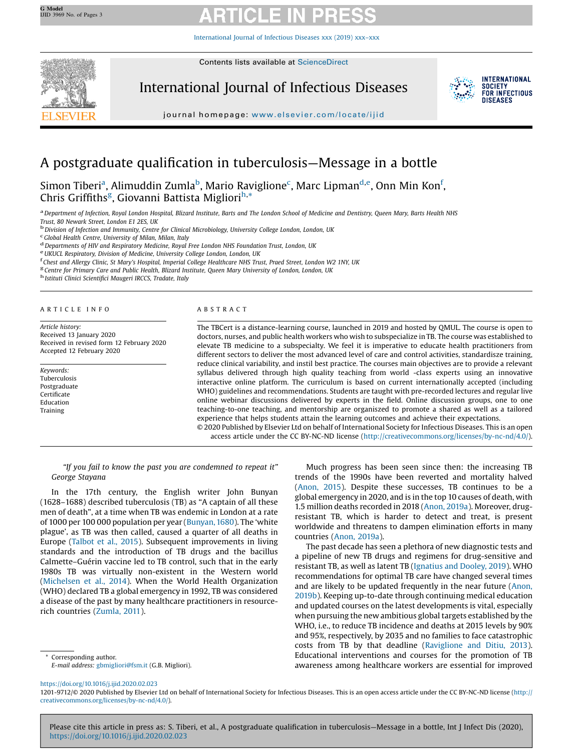# A postgraduate qualification in tuberculosis—Message in a bottle

Simon Tiberi[a], Alimuddin Zumla[b], Mario Raviglione[c], Marc Lipman[d,e], Onn Min Kon[f], Chris Griffiths[g], Giovanni Battista Migliori[h,*]

[a] Department of Infection, Royal London Hospital, Blizard Institute, Barts and The London School of Medicine and Dentistry, Queen Mary, Barts Health NHS Trust, 80 Newark Street, London E1 2ES, UK
[b] Division of Infection and Immunity, Centre for Clinical Microbiology, University College London, London, UK
[c] Global Health Centre, University of Milan, Milan, Italy
[d] Departments of HIV and Respiratory Medicine, Royal Free London NHS Foundation Trust, London, UK
[e] UKUCL Respiratory, Division of Medicine, University College London, London, UK
[f] Chest and Allergy Clinic, St Mary's Hospital, Imperial College Healthcare NHS Trust, Praed Street, London W2 1NY, UK
[g] Centre for Primary Care and Public Health, Blizard Institute, Queen Mary University of London, London, UK
[h] Istituti Clinici Scientifici Maugeri IRCCS, Tradate, Italy

**ARTICLE INFO**

*Article history:*
Received 13 January 2020
Received in revised form 12 February 2020
Accepted 12 February 2020

*Keywords:*
Tuberculosis
Postgraduate
Certificate
Education
Training

**ABSTRACT**

The TBCert is a distance-learning course, launched in 2019 and hosted by QMUL. The course is open to doctors, nurses, and public health workers who wish to subspecialize in TB. The course was established to elevate TB medicine to a subspecialty. We feel it is imperative to educate health practitioners from different sectors to deliver the most advanced level of care and control activities, standardisze training, reduce clinical variability, and instil best practice. The courses main objectives are to provide a relevant syllabus delivered through high quality teaching from world -class experts using an innovative interactive online platform. The curriculum is based on current internationally accepted (including WHO) guidelines and recommendations. Students are taught with pre-recorded lectures and regular live online webinar discussions delivered by experts in the field. Online discussion groups, one to one teaching-to-one teaching, and mentorship are organized to promote a shared as well as a tailored experience that helps students attain the learning outcomes and achieve their expectations.

© 2020 Published by Elsevier Ltd on behalf of International Society for Infectious Diseases. This is an open access article under the CC BY-NC-ND license (http://creativecommons.org/licenses/by-nc-nd/4.0/).

> *"If you fail to know the past you are condemned to repeat it"*
> *George Stayana*

In the 17th century, the English writer John Bunyan (1628–1688) described tuberculosis (TB) as "A captain of all these men of death", at a time when TB was endemic in London at a rate of 1000 per 100 000 population per year (Bunyan, 1680). The 'white plague', as TB was then called, caused a quarter of all deaths in Europe (Talbot et al., 2015). Subsequent improvements in living standards and the introduction of TB drugs and the bacillus Calmette–Guérin vaccine led to TB control, such that in the early 1980s TB was virtually non-existent in the Western world (Michelsen et al., 2014). When the World Health Organization (WHO) declared TB a global emergency in 1992, TB was considered a disease of the past by many healthcare practitioners in resource-rich countries (Zumla, 2011).

Much progress has been seen since then: the increasing TB trends of the 1990s have been reverted and mortality halved (Anon, 2015). Despite these successes, TB continues to be a global emergency in 2020, and is in the top 10 causes of death, with 1.5 million deaths recorded in 2018 (Anon, 2019a). Moreover, drug-resistant TB, which is harder to detect and treat, is present worldwide and threatens to dampen elimination efforts in many countries (Anon, 2019a).

The past decade has seen a plethora of new diagnostic tests and a pipeline of new TB drugs and regimens for drug-sensitive and resistant TB, as well as latent TB (Ignatius and Dooley, 2019). WHO recommendations for optimal TB care have changed several times and are likely to be updated frequently in the near future (Anon, 2019b). Keeping up-to-date through continuing medical education and updated courses on the latest developments is vital, especially when pursuing the new ambitious global targets established by the WHO, i.e., to reduce TB incidence and deaths at 2015 levels by 90% and 95%, respectively, by 2035 and no families to face catastrophic costs from TB by that deadline (Raviglione and Ditiu, 2013). Educational interventions and courses for the promotion of TB awareness among healthcare workers are essential for improved

\* Corresponding author.
*E-mail address:* gbmigliori@fsm.it (G.B. Migliori).

https://doi.org/10.1016/j.ijid.2020.02.023
1201-9712/© 2020 Published by Elsevier Ltd on behalf of International Society for Infectious Diseases. This is an open access article under the CC BY-NC-ND license (http://creativecommons.org/licenses/by-nc-nd/4.0/).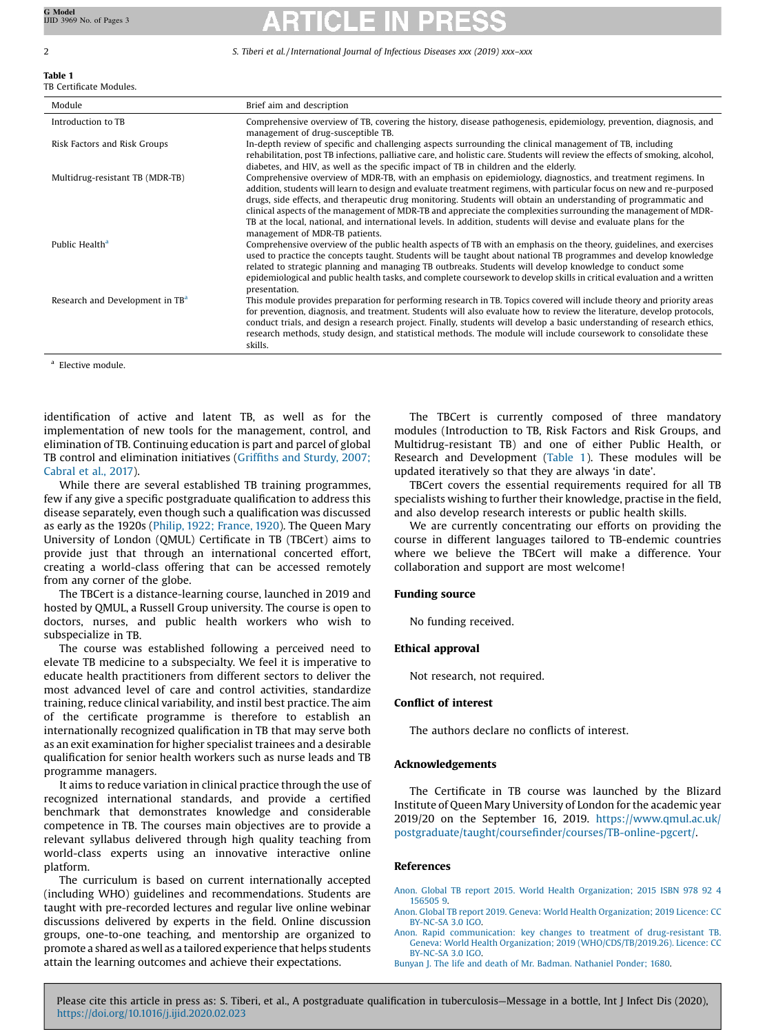**Table 1**
TB Certificate Modules.

| Module | Brief aim and description |
|---|---|
| Introduction to TB | Comprehensive overview of TB, covering the history, disease pathogenesis, epidemiology, prevention, diagnosis, and management of drug-susceptible TB. |
| Risk Factors and Risk Groups | In-depth review of specific and challenging aspects surrounding the clinical management of TB, including rehabilitation, post TB infections, palliative care, and holistic care. Students will review the effects of smoking, alcohol, diabetes, and HIV, as well as the specific impact of TB in children and the elderly. |
| Multidrug-resistant TB (MDR-TB) | Comprehensive overview of MDR-TB, with an emphasis on epidemiology, diagnostics, and treatment regimens. In addition, students will learn to design and evaluate treatment regimens, with particular focus on new and re-purposed drugs, side effects, and therapeutic drug monitoring. Students will obtain an understanding of programmatic and clinical aspects of the management of MDR-TB and appreciate the complexities surrounding the management of MDR-TB at the local, national, and international levels. In addition, students will devise and evaluate plans for the management of MDR-TB patients. |
| Public Health[a] | Comprehensive overview of the public health aspects of TB with an emphasis on the theory, guidelines, and exercises used to practice the concepts taught. Students will be taught about national TB programmes and develop knowledge related to strategic planning and managing TB outbreaks. Students will develop knowledge to conduct some epidemiological and public health tasks, and complete coursework to develop skills in critical evaluation and a written presentation. |
| Research and Development in TB[a] | This module provides preparation for performing research in TB. Topics covered will include theory and priority areas for prevention, diagnosis, and treatment. Students will also evaluate how to review the literature, develop protocols, conduct trials, and design a research project. Finally, students will develop a basic understanding of research ethics, research methods, study design, and statistical methods. The module will include coursework to consolidate these skills. |

[a] Elective module.

identification of active and latent TB, as well as for the implementation of new tools for the management, control, and elimination of TB. Continuing education is part and parcel of global TB control and elimination initiatives (Griffiths and Sturdy, 2007; Cabral et al., 2017).

While there are several established TB training programmes, few if any give a specific postgraduate qualification to address this disease separately, even though such a qualification was discussed as early as the 1920s (Philip, 1922; France, 1920). The Queen Mary University of London (QMUL) Certificate in TB (TBCert) aims to provide just that through an international concerted effort, creating a world-class offering that can be accessed remotely from any corner of the globe.

The TBCert is a distance-learning course, launched in 2019 and hosted by QMUL, a Russell Group university. The course is open to doctors, nurses, and public health workers who wish to subspecialize in TB.

The course was established following a perceived need to elevate TB medicine to a subspecialty. We feel it is imperative to educate health practitioners from different sectors to deliver the most advanced level of care and control activities, standardize training, reduce clinical variability, and instil best practice. The aim of the certificate programme is therefore to establish an internationally recognized qualification in TB that may serve both as an exit examination for higher specialist trainees and a desirable qualification for senior health workers such as nurse leads and TB programme managers.

It aims to reduce variation in clinical practice through the use of recognized international standards, and provide a certified benchmark that demonstrates knowledge and considerable competence in TB. The courses main objectives are to provide a relevant syllabus delivered through high quality teaching from world-class experts using an innovative interactive online platform.

The curriculum is based on current internationally accepted (including WHO) guidelines and recommendations. Students are taught with pre-recorded lectures and regular live online webinar discussions delivered by experts in the field. Online discussion groups, one-to-one teaching, and mentorship are organized to promote a shared as well as a tailored experience that helps students attain the learning outcomes and achieve their expectations.

The TBCert is currently composed of three mandatory modules (Introduction to TB, Risk Factors and Risk Groups, and Multidrug-resistant TB) and one of either Public Health, or Research and Development (Table 1). These modules will be updated iteratively so that they are always 'in date'.

TBCert covers the essential requirements required for all TB specialists wishing to further their knowledge, practise in the field, and also develop research interests or public health skills.

We are currently concentrating our efforts on providing the course in different languages tailored to TB-endemic countries where we believe the TBCert will make a difference. Your collaboration and support are most welcome!

## Funding source

No funding received.

## Ethical approval

Not research, not required.

## Conflict of interest

The authors declare no conflicts of interest.

## Acknowledgements

The Certificate in TB course was launched by the Blizard Institute of Queen Mary University of London for the academic year 2019/20 on the September 16, 2019. https://www.qmul.ac.uk/postgraduate/taught/coursefinder/courses/TB-online-pgcert/.

## References

Anon. Global TB report 2015. World Health Organization; 2015 ISBN 978 92 4 156505 9.

Anon. Global TB report 2019. Geneva: World Health Organization; 2019 Licence: CC BY-NC-SA 3.0 IGO.

Anon. Rapid communication: key changes to treatment of drug-resistant TB. Geneva: World Health Organization; 2019 (WHO/CDS/TB/2019.26). Licence: CC BY-NC-SA 3.0 IGO.

Bunyan J. The life and death of Mr. Badman. Nathaniel Ponder; 1680.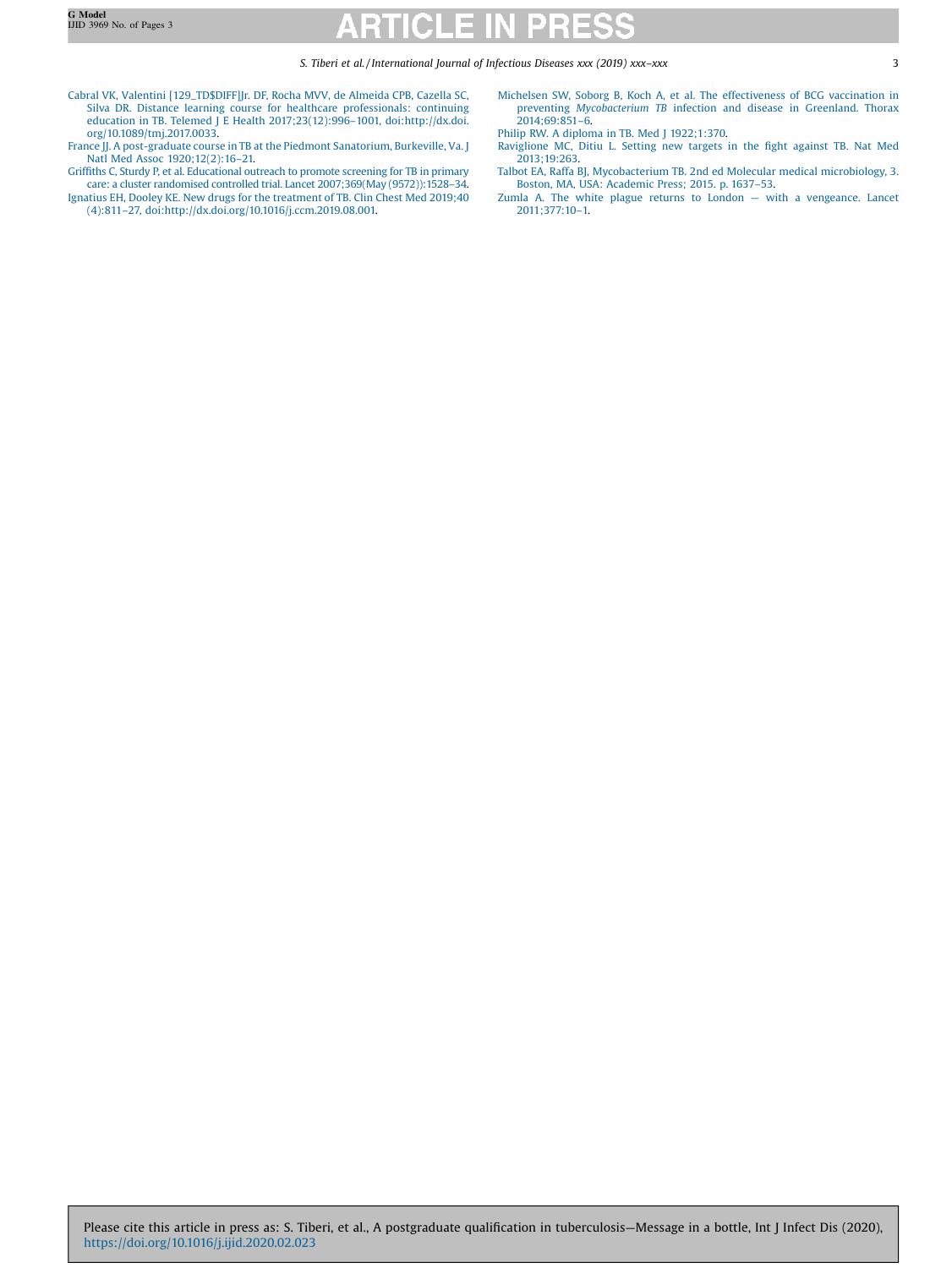Cabral VK, Valentini [129_TD$DIFF]Jr. DF, Rocha MVV, de Almeida CPB, Cazella SC, Silva DR. Distance learning course for healthcare professionals: continuing education in TB. Telemed J E Health 2017;23(12):996–1001, doi:http://dx.doi.org/10.1089/tmj.2017.0033.

France JJ. A post-graduate course in TB at the Piedmont Sanatorium, Burkeville, Va. J Natl Med Assoc 1920;12(2):16–21.

Griffiths C, Sturdy P, et al. Educational outreach to promote screening for TB in primary care: a cluster randomised controlled trial. Lancet 2007;369(May (9572)):1528–34.

Ignatius EH, Dooley KE. New drugs for the treatment of TB. Clin Chest Med 2019;40(4):811–27, doi:http://dx.doi.org/10.1016/j.ccm.2019.08.001.

Michelsen SW, Soborg B, Koch A, et al. The effectiveness of BCG vaccination in preventing *Mycobacterium TB* infection and disease in Greenland. Thorax 2014;69:851–6.

Philip RW. A diploma in TB. Med J 1922;1:370.

Raviglione MC, Ditiu L. Setting new targets in the fight against TB. Nat Med 2013;19:263.

Talbot EA, Raffa BJ, Mycobacterium TB. 2nd ed Molecular medical microbiology, 3. Boston, MA, USA: Academic Press; 2015. p. 1637–53.

Zumla A. The white plague returns to London — with a vengeance. Lancet 2011;377:10–1.

Please cite this article in press as: S. Tiberi, et al., A postgraduate qualification in tuberculosis—Message in a bottle, Int J Infect Dis (2020), https://doi.org/10.1016/j.ijid.2020.02.023